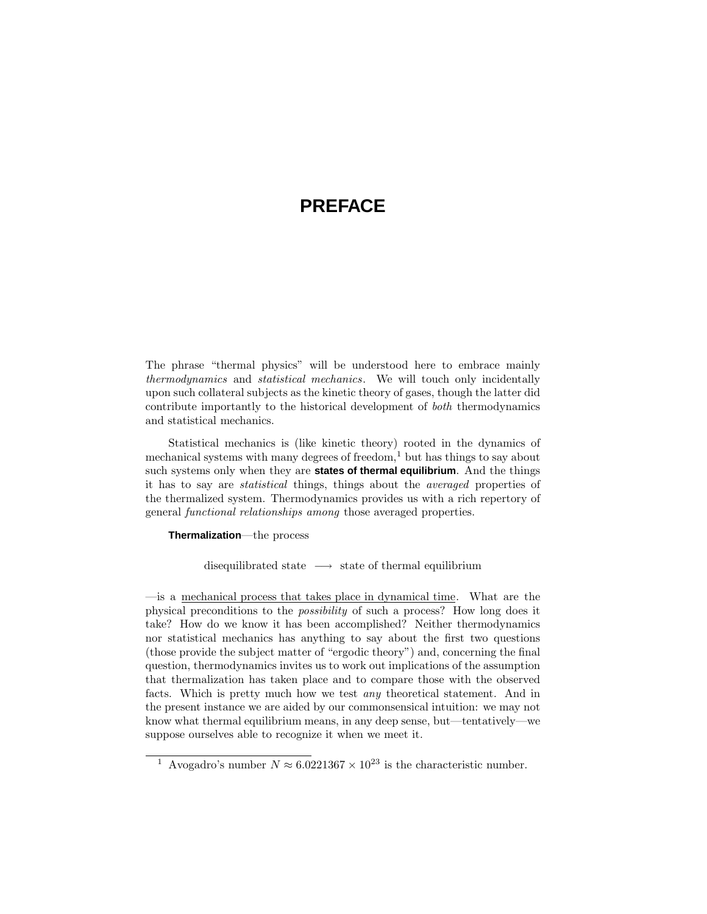# PREFACE

The phrase "thermal physics" will be understood here to embrace mainly *thermodynamics* and *statistical mechanics*. We will touch only incidentally upon such collateral subjects as the kinetic theory of gases, though the latter did contribute importantly to the historical development of *both* thermodynamics and statistical mechanics.

Statistical mechanics is (like kinetic theory) rooted in the dynamics of mechanical systems with many degrees of freedom,[1] but has things to say about such systems only when they are **states of thermal equilibrium**. And the things it has to say are *statistical* things, things about the *averaged* properties of the thermalized system. Thermodynamics provides us with a rich repertory of general *functional relationships among* those averaged properties.

**Thermalization**—the process

$$\text{disequilibrated state} \longrightarrow \text{state of thermal equilibrium}$$

—is a mechanical process that takes place in dynamical time. What are the physical preconditions to the *possibility* of such a process? How long does it take? How do we know it has been accomplished? Neither thermodynamics nor statistical mechanics has anything to say about the first two questions (those provide the subject matter of "ergodic theory") and, concerning the final question, thermodynamics invites us to work out implications of the assumption that thermalization has taken place and to compare those with the observed facts. Which is pretty much how we test *any* theoretical statement. And in the present instance we are aided by our commonsensical intuition: we may not know what thermal equilibrium means, in any deep sense, but—tentatively—we suppose ourselves able to recognize it when we meet it.

---

[1] Avogadro's number $N \approx 6.0221367 \times 10^{23}$ is the characteristic number.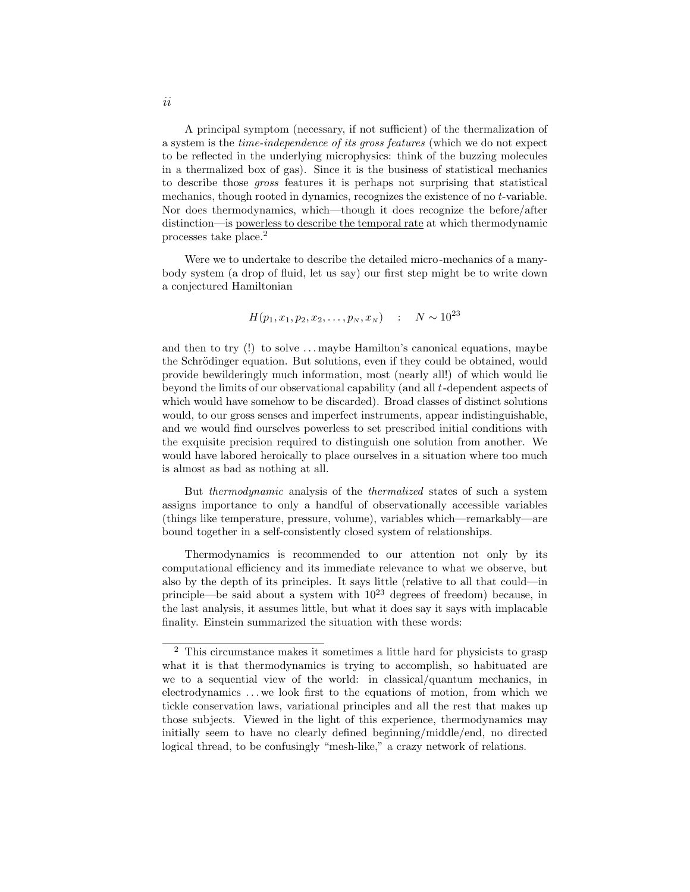A principal symptom (necessary, if not sufficient) of the thermalization of a system is the *time-independence of its gross features* (which we do not expect to be reflected in the underlying microphysics: think of the buzzing molecules in a thermalized box of gas). Since it is the business of statistical mechanics to describe those *gross* features it is perhaps not surprising that statistical mechanics, though rooted in dynamics, recognizes the existence of no $t$-variable. Nor does thermodynamics, which—though it does recognize the before/after distinction—is <u>powerless to describe the temporal rate</u> at which thermodynamic processes take place.[2]

Were we to undertake to describe the detailed micro-mechanics of a many-body system (a drop of fluid, let us say) our first step might be to write down a conjectured Hamiltonian

$$H(p_1, x_1, p_2, x_2, \ldots, p_N, x_N) \quad : \quad N \sim 10^{23}$$

and then to try (!) to solve ... maybe Hamilton's canonical equations, maybe the Schrödinger equation. But solutions, even if they could be obtained, would provide bewilderingly much information, most (nearly all!) of which would lie beyond the limits of our observational capability (and all $t$-dependent aspects of which would have somehow to be discarded). Broad classes of distinct solutions would, to our gross senses and imperfect instruments, appear indistinguishable, and we would find ourselves powerless to set prescribed initial conditions with the exquisite precision required to distinguish one solution from another. We would have labored heroically to place ourselves in a situation where too much is almost as bad as nothing at all.

But *thermodynamic* analysis of the *thermalized* states of such a system assigns importance to only a handful of observationally accessible variables (things like temperature, pressure, volume), variables which—remarkably—are bound together in a self-consistently closed system of relationships.

Thermodynamics is recommended to our attention not only by its computational efficiency and its immediate relevance to what we observe, but also by the depth of its principles. It says little (relative to all that could—in principle—be said about a system with $10^{23}$ degrees of freedom) because, in the last analysis, it assumes little, but what it does say it says with implacable finality. Einstein summarized the situation with these words:

---

[2] This circumstance makes it sometimes a little hard for physicists to grasp what it is that thermodynamics is trying to accomplish, so habituated are we to a sequential view of the world: in classical/quantum mechanics, in electrodynamics ... we look first to the equations of motion, from which we tickle conservation laws, variational principles and all the rest that makes up those subjects. Viewed in the light of this experience, thermodynamics may initially seem to have no clearly defined beginning/middle/end, no directed logical thread, to be confusingly "mesh-like," a crazy network of relations.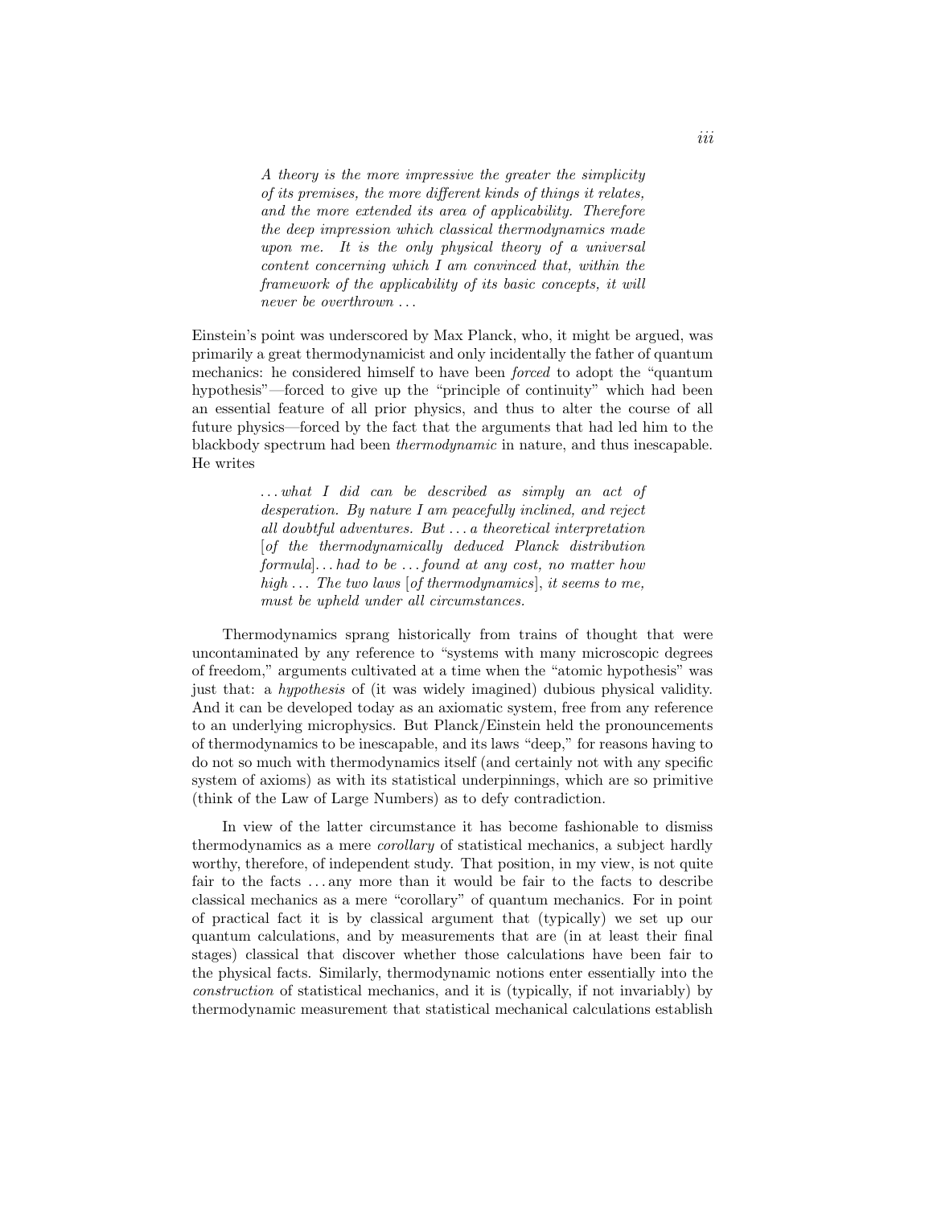> *A theory is the more impressive the greater the simplicity of its premises, the more different kinds of things it relates, and the more extended its area of applicability. Therefore the deep impression which classical thermodynamics made upon me. It is the only physical theory of a universal content concerning which I am convinced that, within the framework of the applicability of its basic concepts, it will never be overthrown . . .*

Einstein's point was underscored by Max Planck, who, it might be argued, was primarily a great thermodynamicist and only incidentally the father of quantum mechanics: he considered himself to have been *forced* to adopt the "quantum hypothesis"—forced to give up the "principle of continuity" which had been an essential feature of all prior physics, and thus to alter the course of all future physics—forced by the fact that the arguments that had led him to the blackbody spectrum had been *thermodynamic* in nature, and thus inescapable. He writes

> *. . . what I did can be described as simply an act of desperation. By nature I am peacefully inclined, and reject all doubtful adventures. But . . . a theoretical interpretation* [*of the thermodynamically deduced Planck distribution formula*]*. . . had to be . . . found at any cost, no matter how high . . . The two laws* [*of thermodynamics*]*, it seems to me, must be upheld under all circumstances.*

Thermodynamics sprang historically from trains of thought that were uncontaminated by any reference to "systems with many microscopic degrees of freedom," arguments cultivated at a time when the "atomic hypothesis" was just that: a *hypothesis* of (it was widely imagined) dubious physical validity. And it can be developed today as an axiomatic system, free from any reference to an underlying microphysics. But Planck/Einstein held the pronouncements of thermodynamics to be inescapable, and its laws "deep," for reasons having to do not so much with thermodynamics itself (and certainly not with any specific system of axioms) as with its statistical underpinnings, which are so primitive (think of the Law of Large Numbers) as to defy contradiction.

In view of the latter circumstance it has become fashionable to dismiss thermodynamics as a mere *corollary* of statistical mechanics, a subject hardly worthy, therefore, of independent study. That position, in my view, is not quite fair to the facts . . . any more than it would be fair to the facts to describe classical mechanics as a mere "corollary" of quantum mechanics. For in point of practical fact it is by classical argument that (typically) we set up our quantum calculations, and by measurements that are (in at least their final stages) classical that discover whether those calculations have been fair to the physical facts. Similarly, thermodynamic notions enter essentially into the *construction* of statistical mechanics, and it is (typically, if not invariably) by thermodynamic measurement that statistical mechanical calculations establish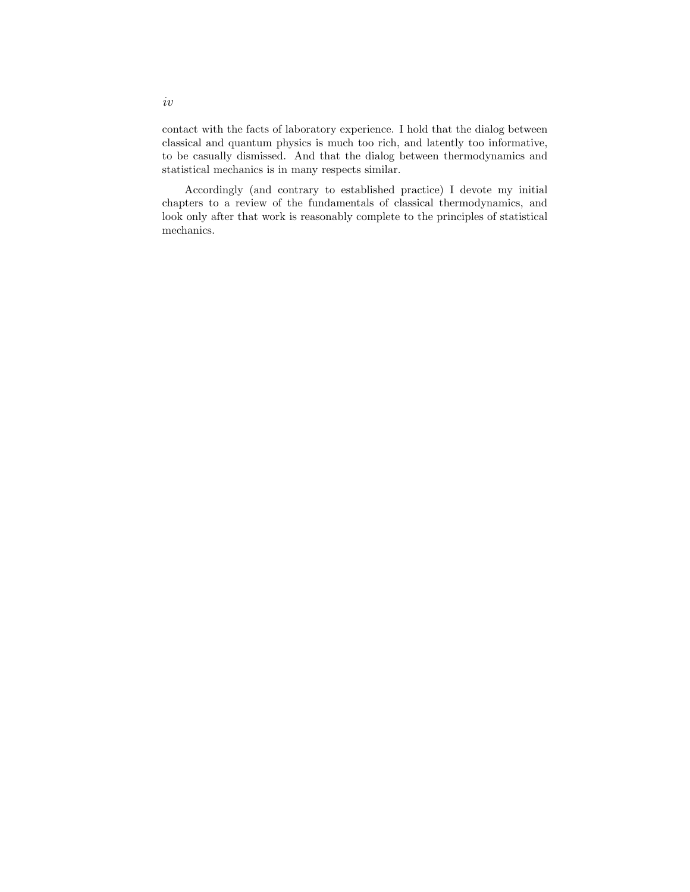contact with the facts of laboratory experience. I hold that the dialog between classical and quantum physics is much too rich, and latently too informative, to be casually dismissed. And that the dialog between thermodynamics and statistical mechanics is in many respects similar.

Accordingly (and contrary to established practice) I devote my initial chapters to a review of the fundamentals of classical thermodynamics, and look only after that work is reasonably complete to the principles of statistical mechanics.